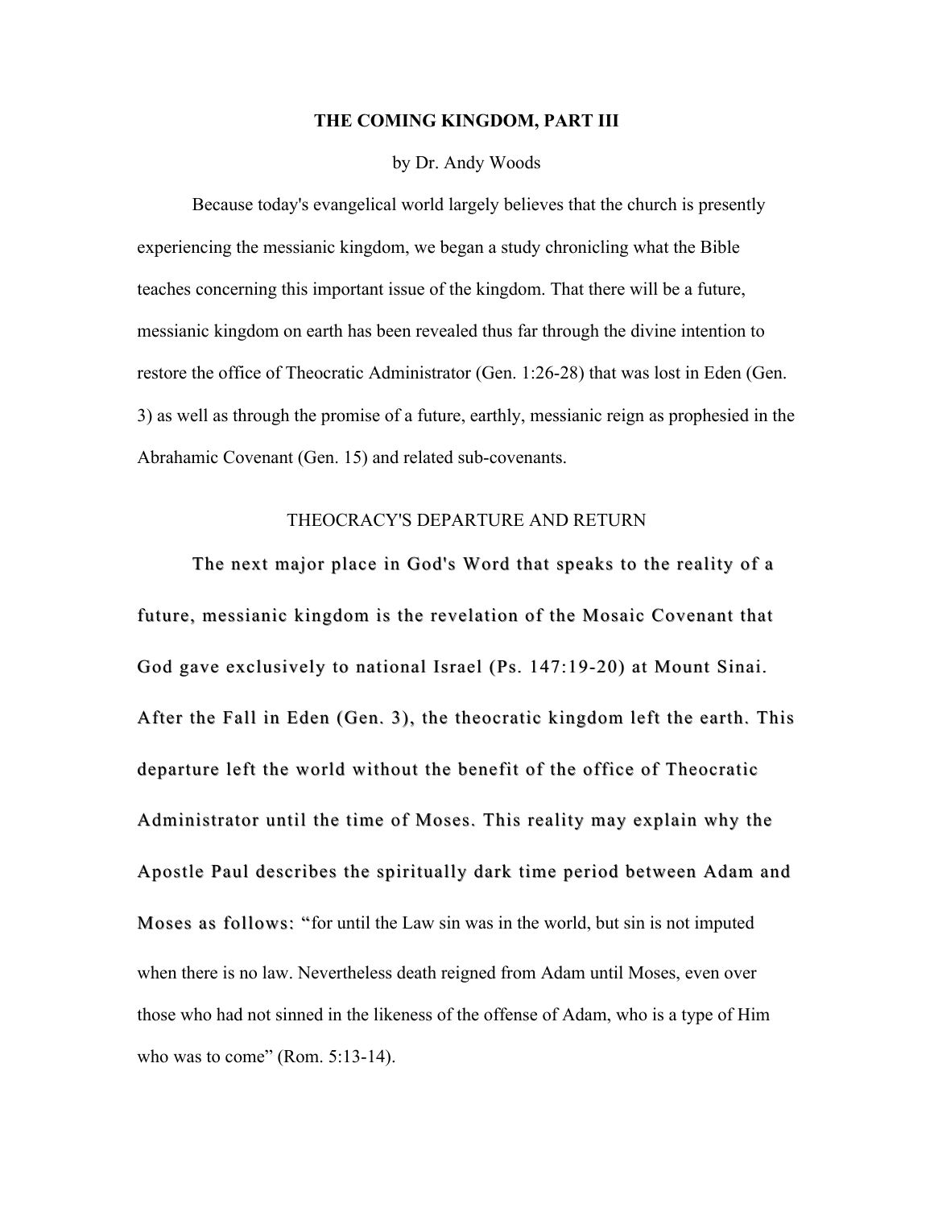# THE COMING KINGDOM, PART III

by Dr. Andy Woods

Because today's evangelical world largely believes that the church is presently experiencing the messianic kingdom, we began a study chronicling what the Bible teaches concerning this important issue of the kingdom. That there will be a future, messianic kingdom on earth has been revealed thus far through the divine intention to restore the office of Theocratic Administrator (Gen. 1:26-28) that was lost in Eden (Gen. 3) as well as through the promise of a future, earthly, messianic reign as prophesied in the Abrahamic Covenant (Gen. 15) and related sub-covenants.

## THEOCRACY'S DEPARTURE AND RETURN

The next major place in God's Word that speaks to the reality of a future, messianic kingdom is the revelation of the Mosaic Covenant that God gave exclusively to national Israel (Ps. 147:19-20) at Mount Sinai. After the Fall in Eden (Gen. 3), the theocratic kingdom left the earth. This departure left the world without the benefit of the office of Theocratic Administrator until the time of Moses. This reality may explain why the Apostle Paul describes the spiritually dark time period between Adam and Moses as follows: "for until the Law sin was in the world, but sin is not imputed when there is no law. Nevertheless death reigned from Adam until Moses, even over those who had not sinned in the likeness of the offense of Adam, who is a type of Him who was to come" (Rom. 5:13-14).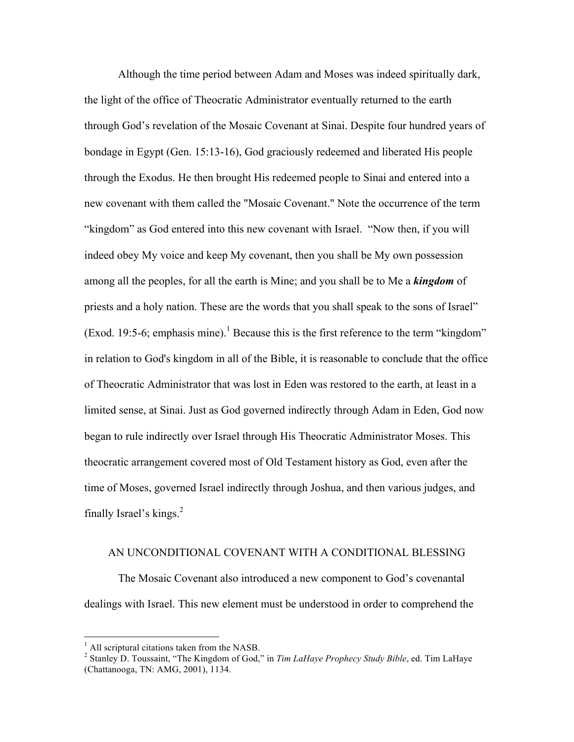Although the time period between Adam and Moses was indeed spiritually dark, the light of the office of Theocratic Administrator eventually returned to the earth through God's revelation of the Mosaic Covenant at Sinai. Despite four hundred years of bondage in Egypt (Gen. 15:13-16), God graciously redeemed and liberated His people through the Exodus. He then brought His redeemed people to Sinai and entered into a new covenant with them called the "Mosaic Covenant." Note the occurrence of the term "kingdom" as God entered into this new covenant with Israel. "Now then, if you will indeed obey My voice and keep My covenant, then you shall be My own possession among all the peoples, for all the earth is Mine; and you shall be to Me a ***kingdom*** of priests and a holy nation. These are the words that you shall speak to the sons of Israel" (Exod. 19:5-6; emphasis mine).[1] Because this is the first reference to the term "kingdom" in relation to God's kingdom in all of the Bible, it is reasonable to conclude that the office of Theocratic Administrator that was lost in Eden was restored to the earth, at least in a limited sense, at Sinai. Just as God governed indirectly through Adam in Eden, God now began to rule indirectly over Israel through His Theocratic Administrator Moses. This theocratic arrangement covered most of Old Testament history as God, even after the time of Moses, governed Israel indirectly through Joshua, and then various judges, and finally Israel's kings.[2]

## AN UNCONDITIONAL COVENANT WITH A CONDITIONAL BLESSING

The Mosaic Covenant also introduced a new component to God's covenantal dealings with Israel. This new element must be understood in order to comprehend the

---

[1] All scriptural citations taken from the NASB.

[2] Stanley D. Toussaint, "The Kingdom of God," in *Tim LaHaye Prophecy Study Bible*, ed. Tim LaHaye (Chattanooga, TN: AMG, 2001), 1134.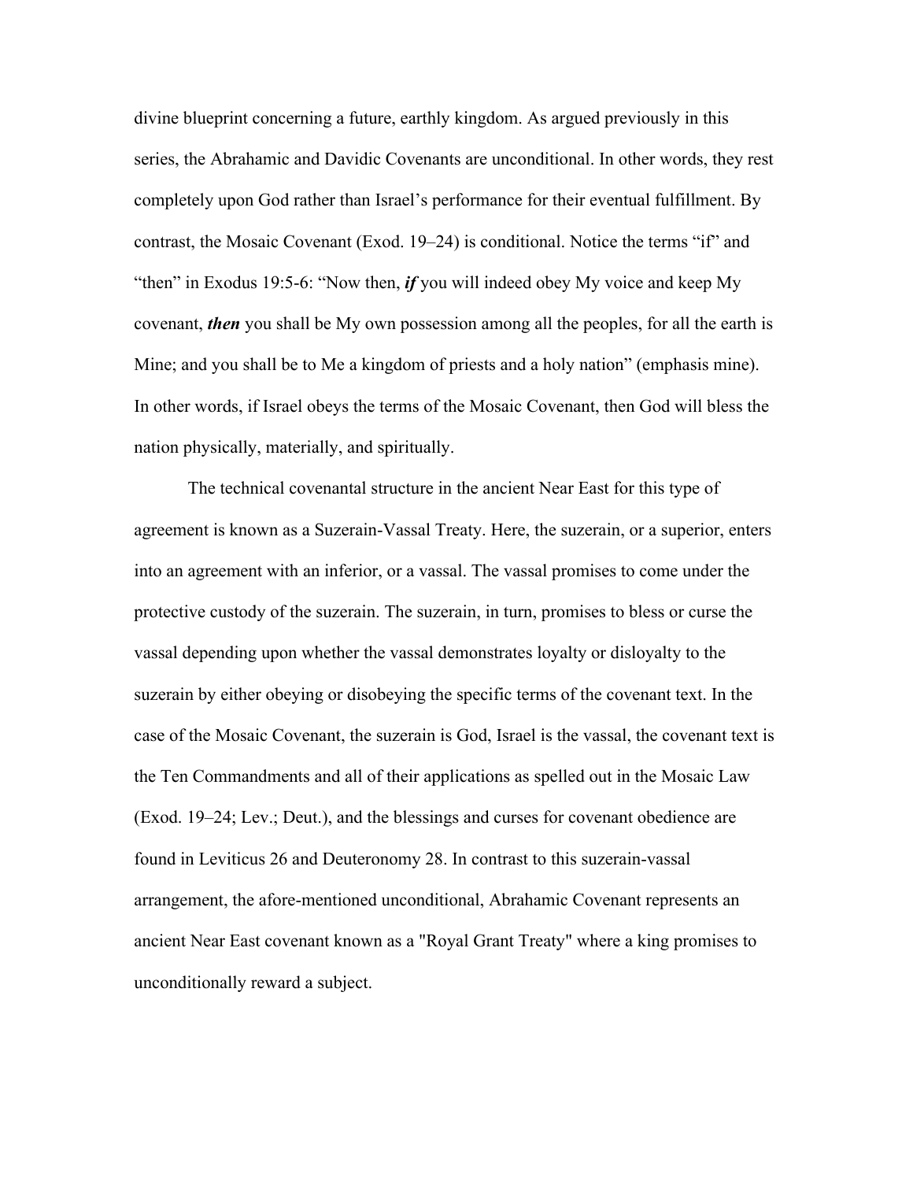divine blueprint concerning a future, earthly kingdom. As argued previously in this series, the Abrahamic and Davidic Covenants are unconditional. In other words, they rest completely upon God rather than Israel's performance for their eventual fulfillment. By contrast, the Mosaic Covenant (Exod. 19–24) is conditional. Notice the terms "if" and "then" in Exodus 19:5-6: "Now then, ***if*** you will indeed obey My voice and keep My covenant, ***then*** you shall be My own possession among all the peoples, for all the earth is Mine; and you shall be to Me a kingdom of priests and a holy nation" (emphasis mine). In other words, if Israel obeys the terms of the Mosaic Covenant, then God will bless the nation physically, materially, and spiritually.

The technical covenantal structure in the ancient Near East for this type of agreement is known as a Suzerain-Vassal Treaty. Here, the suzerain, or a superior, enters into an agreement with an inferior, or a vassal. The vassal promises to come under the protective custody of the suzerain. The suzerain, in turn, promises to bless or curse the vassal depending upon whether the vassal demonstrates loyalty or disloyalty to the suzerain by either obeying or disobeying the specific terms of the covenant text. In the case of the Mosaic Covenant, the suzerain is God, Israel is the vassal, the covenant text is the Ten Commandments and all of their applications as spelled out in the Mosaic Law (Exod. 19–24; Lev.; Deut.), and the blessings and curses for covenant obedience are found in Leviticus 26 and Deuteronomy 28. In contrast to this suzerain-vassal arrangement, the afore-mentioned unconditional, Abrahamic Covenant represents an ancient Near East covenant known as a "Royal Grant Treaty" where a king promises to unconditionally reward a subject.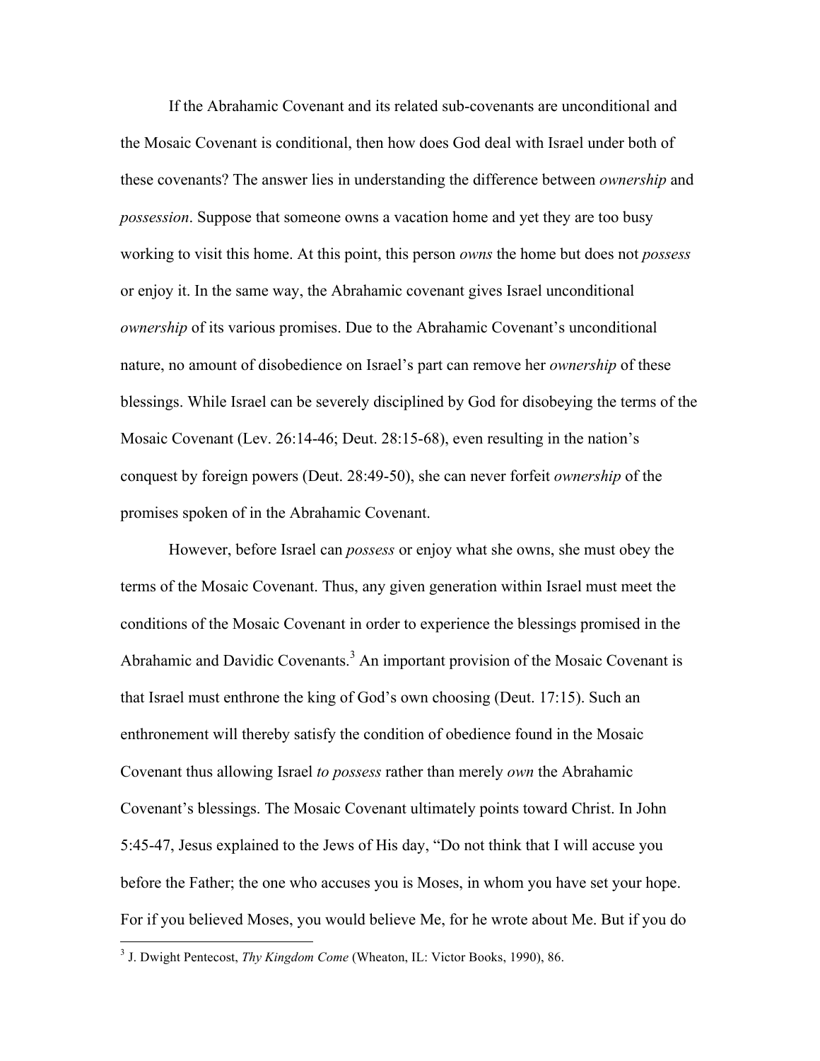If the Abrahamic Covenant and its related sub-covenants are unconditional and the Mosaic Covenant is conditional, then how does God deal with Israel under both of these covenants? The answer lies in understanding the difference between *ownership* and *possession*. Suppose that someone owns a vacation home and yet they are too busy working to visit this home. At this point, this person *owns* the home but does not *possess* or enjoy it. In the same way, the Abrahamic covenant gives Israel unconditional *ownership* of its various promises. Due to the Abrahamic Covenant's unconditional nature, no amount of disobedience on Israel's part can remove her *ownership* of these blessings. While Israel can be severely disciplined by God for disobeying the terms of the Mosaic Covenant (Lev. 26:14-46; Deut. 28:15-68), even resulting in the nation's conquest by foreign powers (Deut. 28:49-50), she can never forfeit *ownership* of the promises spoken of in the Abrahamic Covenant.

However, before Israel can *possess* or enjoy what she owns, she must obey the terms of the Mosaic Covenant. Thus, any given generation within Israel must meet the conditions of the Mosaic Covenant in order to experience the blessings promised in the Abrahamic and Davidic Covenants.[3] An important provision of the Mosaic Covenant is that Israel must enthrone the king of God's own choosing (Deut. 17:15). Such an enthronement will thereby satisfy the condition of obedience found in the Mosaic Covenant thus allowing Israel *to possess* rather than merely *own* the Abrahamic Covenant's blessings. The Mosaic Covenant ultimately points toward Christ. In John 5:45-47, Jesus explained to the Jews of His day, "Do not think that I will accuse you before the Father; the one who accuses you is Moses, in whom you have set your hope. For if you believed Moses, you would believe Me, for he wrote about Me. But if you do

---

[3] J. Dwight Pentecost, *Thy Kingdom Come* (Wheaton, IL: Victor Books, 1990), 86.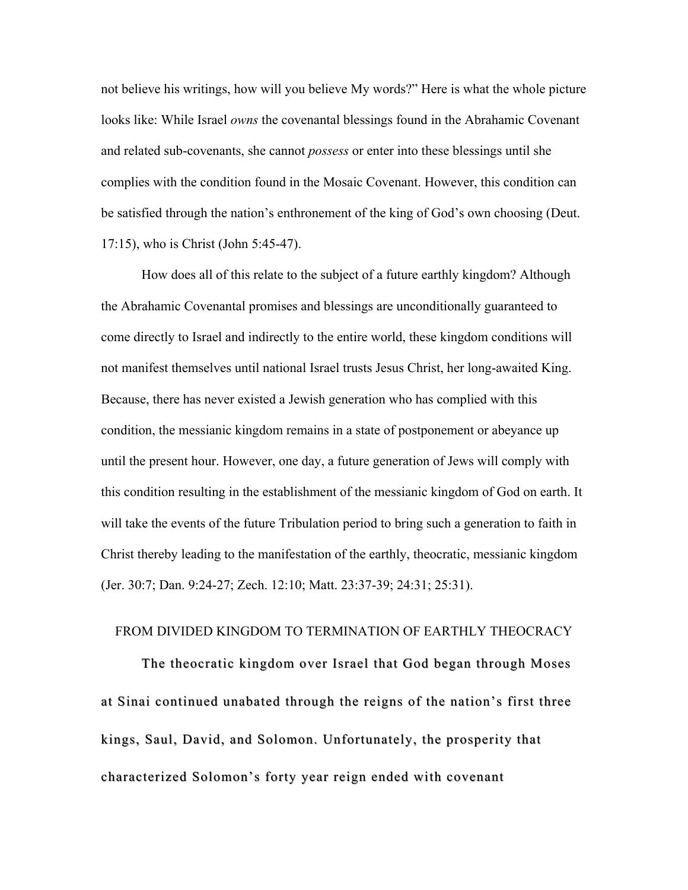not believe his writings, how will you believe My words?" Here is what the whole picture looks like: While Israel *owns* the covenantal blessings found in the Abrahamic Covenant and related sub-covenants, she cannot *possess* or enter into these blessings until she complies with the condition found in the Mosaic Covenant. However, this condition can be satisfied through the nation's enthronement of the king of God's own choosing (Deut. 17:15), who is Christ (John 5:45-47).

How does all of this relate to the subject of a future earthly kingdom? Although the Abrahamic Covenantal promises and blessings are unconditionally guaranteed to come directly to Israel and indirectly to the entire world, these kingdom conditions will not manifest themselves until national Israel trusts Jesus Christ, her long-awaited King. Because, there has never existed a Jewish generation who has complied with this condition, the messianic kingdom remains in a state of postponement or abeyance up until the present hour. However, one day, a future generation of Jews will comply with this condition resulting in the establishment of the messianic kingdom of God on earth. It will take the events of the future Tribulation period to bring such a generation to faith in Christ thereby leading to the manifestation of the earthly, theocratic, messianic kingdom (Jer. 30:7; Dan. 9:24-27; Zech. 12:10; Matt. 23:37-39; 24:31; 25:31).

## FROM DIVIDED KINGDOM TO TERMINATION OF EARTHLY THEOCRACY

The theocratic kingdom over Israel that God began through Moses at Sinai continued unabated through the reigns of the nation's first three kings, Saul, David, and Solomon. Unfortunately, the prosperity that characterized Solomon's forty year reign ended with covenant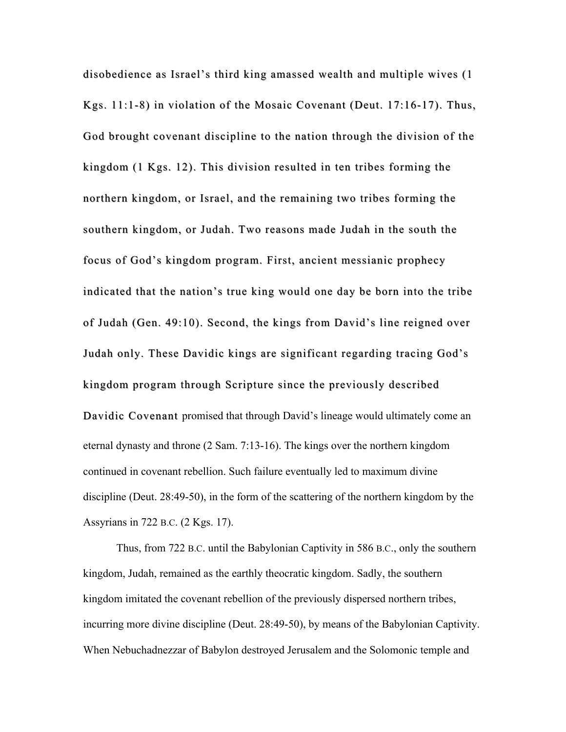disobedience as Israel's third king amassed wealth and multiple wives (1 Kgs. 11:1-8) in violation of the Mosaic Covenant (Deut. 17:16-17). Thus, God brought covenant discipline to the nation through the division of the kingdom (1 Kgs. 12). This division resulted in ten tribes forming the northern kingdom, or Israel, and the remaining two tribes forming the southern kingdom, or Judah. Two reasons made Judah in the south the focus of God's kingdom program. First, ancient messianic prophecy indicated that the nation's true king would one day be born into the tribe of Judah (Gen. 49:10). Second, the kings from David's line reigned over Judah only. These Davidic kings are significant regarding tracing God's kingdom program through Scripture since the previously described Davidic Covenant promised that through David's lineage would ultimately come an eternal dynasty and throne (2 Sam. 7:13-16). The kings over the northern kingdom continued in covenant rebellion. Such failure eventually led to maximum divine discipline (Deut. 28:49-50), in the form of the scattering of the northern kingdom by the Assyrians in 722 B.C. (2 Kgs. 17).

Thus, from 722 B.C. until the Babylonian Captivity in 586 B.C., only the southern kingdom, Judah, remained as the earthly theocratic kingdom. Sadly, the southern kingdom imitated the covenant rebellion of the previously dispersed northern tribes, incurring more divine discipline (Deut. 28:49-50), by means of the Babylonian Captivity. When Nebuchadnezzar of Babylon destroyed Jerusalem and the Solomonic temple and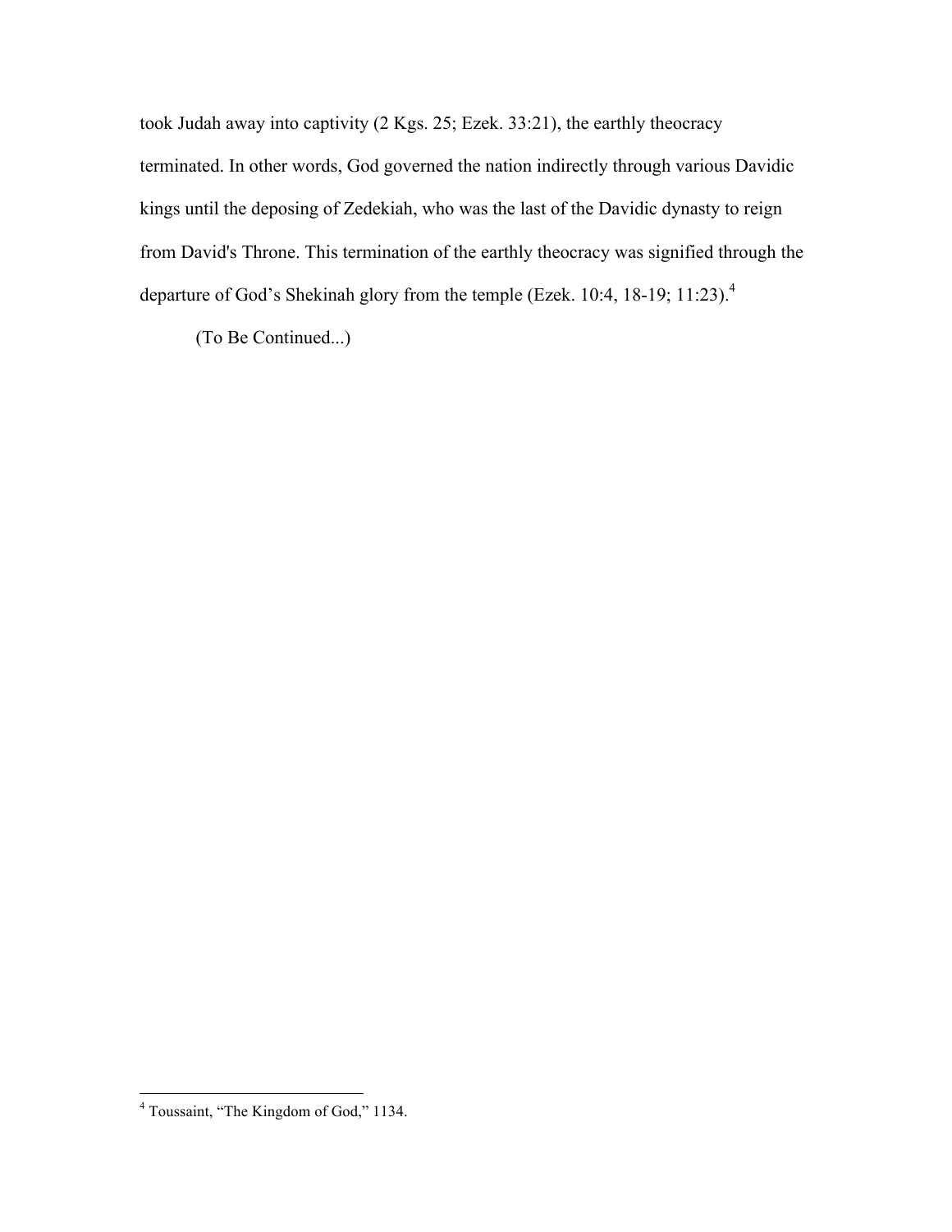took Judah away into captivity (2 Kgs. 25; Ezek. 33:21), the earthly theocracy terminated. In other words, God governed the nation indirectly through various Davidic kings until the deposing of Zedekiah, who was the last of the Davidic dynasty to reign from David's Throne. This termination of the earthly theocracy was signified through the departure of God's Shekinah glory from the temple (Ezek. 10:4, 18-19; 11:23).[4]

(To Be Continued...)

---

[4] Toussaint, "The Kingdom of God," 1134.